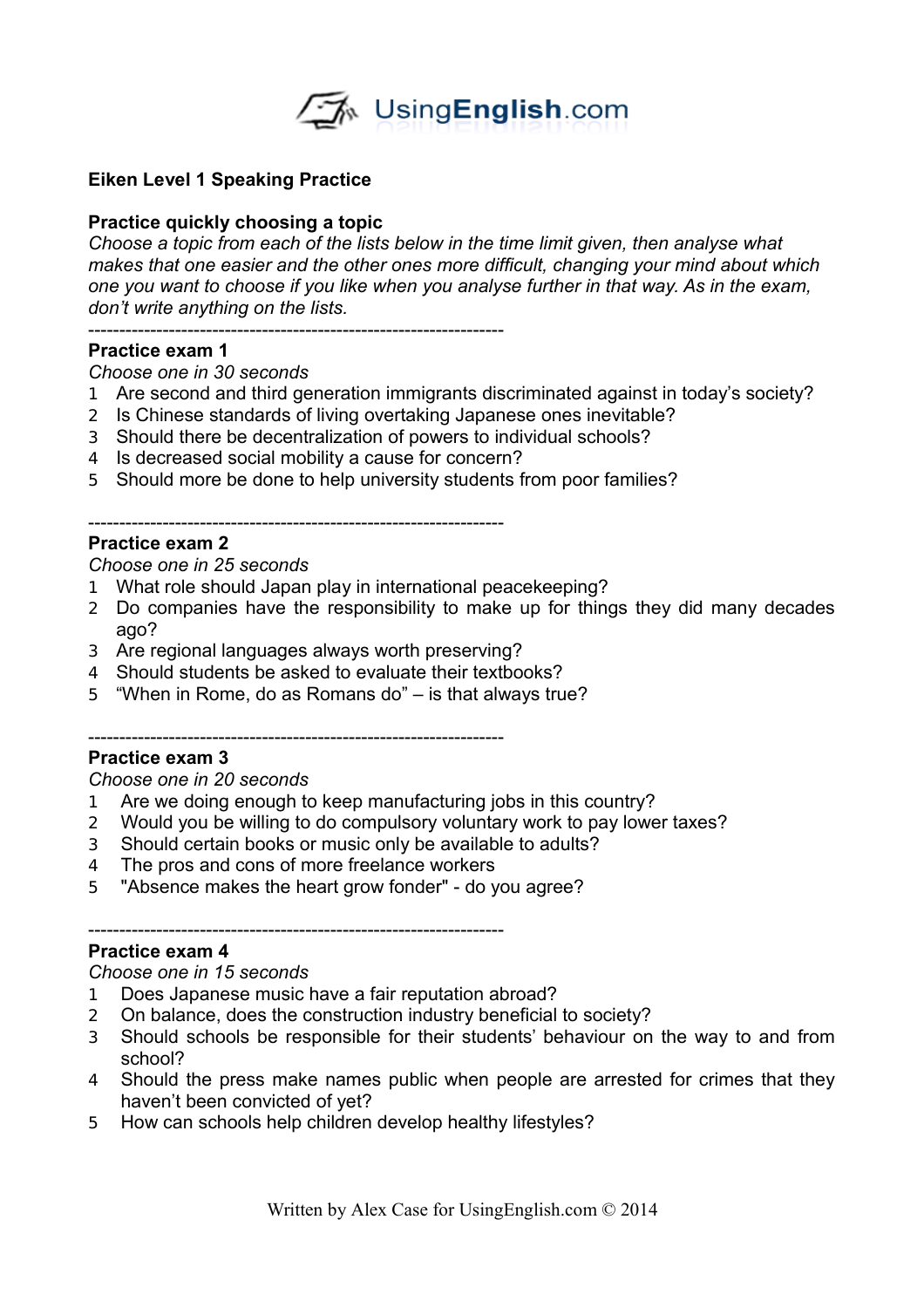# Eiken Level 1 Speaking Practice

## Practice quickly choosing a topic

*Choose a topic from each of the lists below in the time limit given, then analyse what makes that one easier and the other ones more difficult, changing your mind about which one you want to choose if you like when you analyse further in that way. As in the exam, don't write anything on the lists.*

---

### Practice exam 1

*Choose one in 30 seconds*

1. Are second and third generation immigrants discriminated against in today's society?
2. Is Chinese standards of living overtaking Japanese ones inevitable?
3. Should there be decentralization of powers to individual schools?
4. Is decreased social mobility a cause for concern?
5. Should more be done to help university students from poor families?

---

### Practice exam 2

*Choose one in 25 seconds*

1. What role should Japan play in international peacekeeping?
2. Do companies have the responsibility to make up for things they did many decades ago?
3. Are regional languages always worth preserving?
4. Should students be asked to evaluate their textbooks?
5. "When in Rome, do as Romans do" – is that always true?

---

### Practice exam 3

*Choose one in 20 seconds*

1. Are we doing enough to keep manufacturing jobs in this country?
2. Would you be willing to do compulsory voluntary work to pay lower taxes?
3. Should certain books or music only be available to adults?
4. The pros and cons of more freelance workers
5. "Absence makes the heart grow fonder" - do you agree?

---

### Practice exam 4

*Choose one in 15 seconds*

1. Does Japanese music have a fair reputation abroad?
2. On balance, does the construction industry beneficial to society?
3. Should schools be responsible for their students' behaviour on the way to and from school?
4. Should the press make names public when people are arrested for crimes that they haven't been convicted of yet?
5. How can schools help children develop healthy lifestyles?

Written by Alex Case for UsingEnglish.com © 2014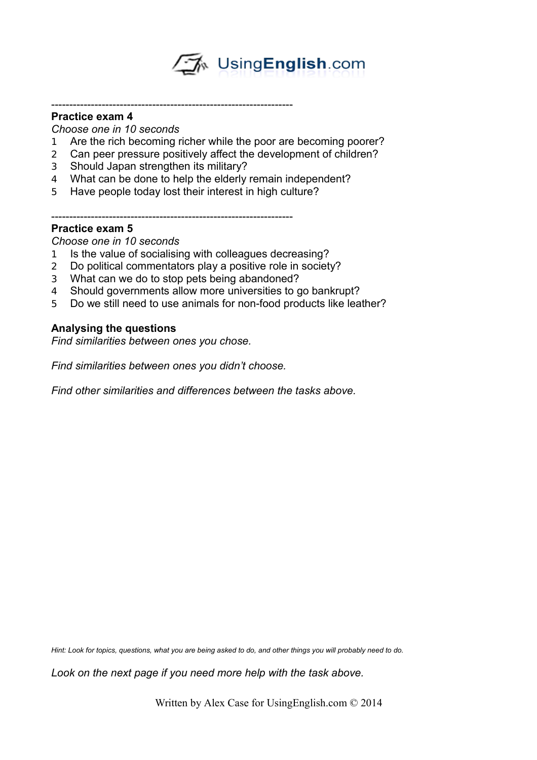---

**Practice exam 4**

*Choose one in 10 seconds*

1. Are the rich becoming richer while the poor are becoming poorer?
2. Can peer pressure positively affect the development of children?
3. Should Japan strengthen its military?
4. What can be done to help the elderly remain independent?
5. Have people today lost their interest in high culture?

---

**Practice exam 5**

*Choose one in 10 seconds*

1. Is the value of socialising with colleagues decreasing?
2. Do political commentators play a positive role in society?
3. What can we do to stop pets being abandoned?
4. Should governments allow more universities to go bankrupt?
5. Do we still need to use animals for non-food products like leather?

**Analysing the questions**

*Find similarities between ones you chose.*

*Find similarities between ones you didn't choose.*

*Find other similarities and differences between the tasks above.*

*Hint: Look for topics, questions, what you are being asked to do, and other things you will probably need to do.*

*Look on the next page if you need more help with the task above.*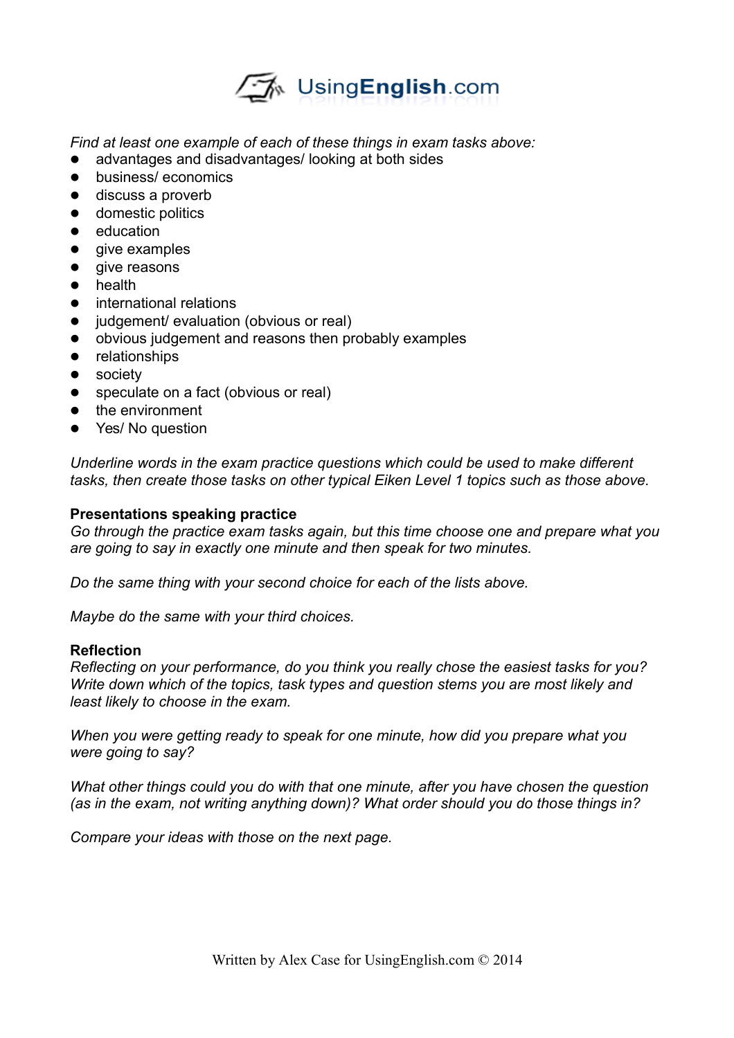*Find at least one example of each of these things in exam tasks above:*

- advantages and disadvantages/ looking at both sides
- business/ economics
- discuss a proverb
- domestic politics
- education
- give examples
- give reasons
- health
- international relations
- judgement/ evaluation (obvious or real)
- obvious judgement and reasons then probably examples
- relationships
- society
- speculate on a fact (obvious or real)
- the environment
- Yes/ No question

*Underline words in the exam practice questions which could be used to make different tasks, then create those tasks on other typical Eiken Level 1 topics such as those above.*

**Presentations speaking practice**

*Go through the practice exam tasks again, but this time choose one and prepare what you are going to say in exactly one minute and then speak for two minutes.*

*Do the same thing with your second choice for each of the lists above.*

*Maybe do the same with your third choices.*

**Reflection**

*Reflecting on your performance, do you think you really chose the easiest tasks for you? Write down which of the topics, task types and question stems you are most likely and least likely to choose in the exam.*

*When you were getting ready to speak for one minute, how did you prepare what you were going to say?*

*What other things could you do with that one minute, after you have chosen the question (as in the exam, not writing anything down)? What order should you do those things in?*

*Compare your ideas with those on the next page.*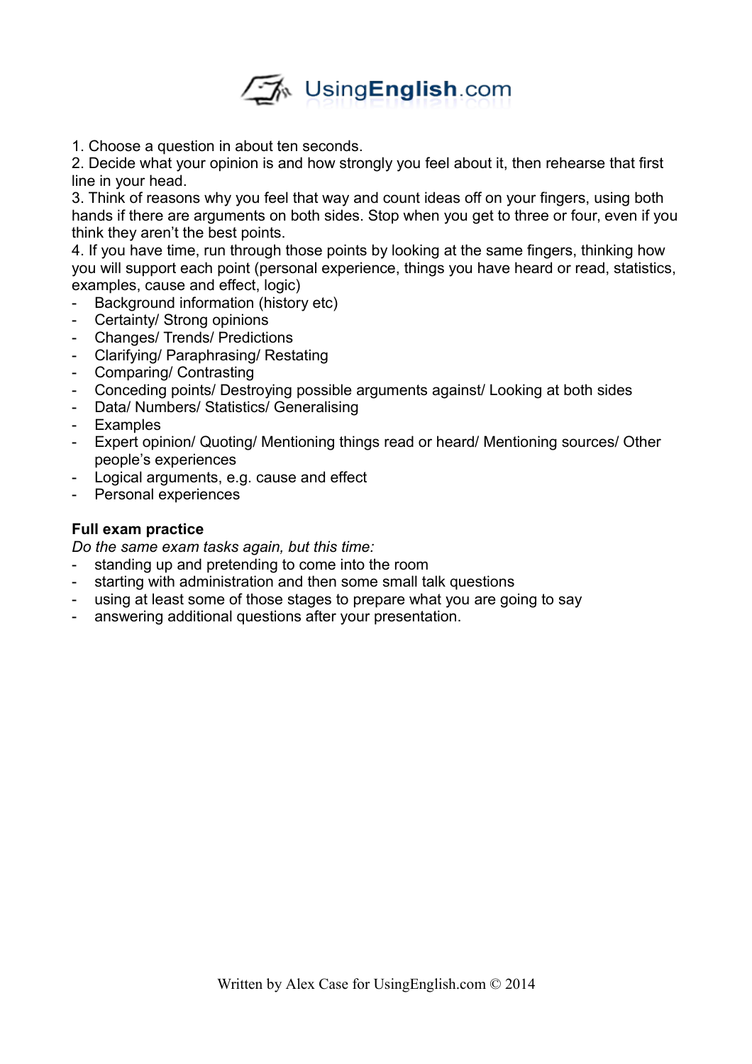1. Choose a question in about ten seconds.
2. Decide what your opinion is and how strongly you feel about it, then rehearse that first line in your head.
3. Think of reasons why you feel that way and count ideas off on your fingers, using both hands if there are arguments on both sides. Stop when you get to three or four, even if you think they aren't the best points.
4. If you have time, run through those points by looking at the same fingers, thinking how you will support each point (personal experience, things you have heard or read, statistics, examples, cause and effect, logic)

- Background information (history etc)
- Certainty/ Strong opinions
- Changes/ Trends/ Predictions
- Clarifying/ Paraphrasing/ Restating
- Comparing/ Contrasting
- Conceding points/ Destroying possible arguments against/ Looking at both sides
- Data/ Numbers/ Statistics/ Generalising
- Examples
- Expert opinion/ Quoting/ Mentioning things read or heard/ Mentioning sources/ Other people's experiences
- Logical arguments, e.g. cause and effect
- Personal experiences

**Full exam practice**

*Do the same exam tasks again, but this time:*

- standing up and pretending to come into the room
- starting with administration and then some small talk questions
- using at least some of those stages to prepare what you are going to say
- answering additional questions after your presentation.

Written by Alex Case for UsingEnglish.com © 2014